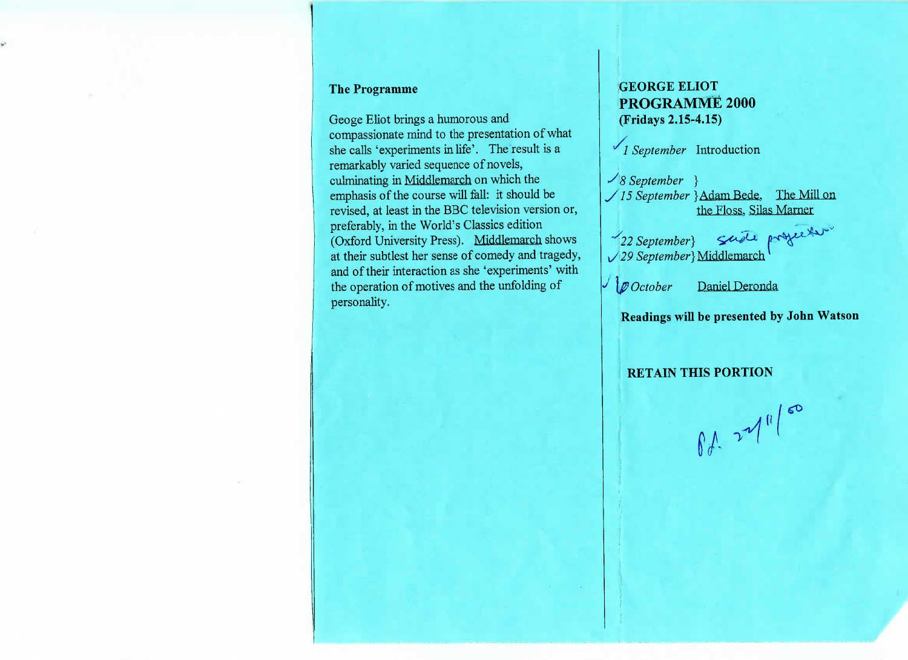**The Programme**

Geoge Eliot brings a humorous and compassionate mind to the presentation of what she calls 'experiments in life'. The result is a remarkably varied sequence of novels, culminating in Middlemarch on which the emphasis of the course will fall: it should be revised, at least in the BBC television version or, preferably, in the World's Classics edition (Oxford University Press). Middlemarch shows at their subtlest her sense of comedy and tragedy, and of their interaction as she 'experiments' with the operation of motives and the unfolding of personality.

**GEORGE ELIOT**
**PROGRAMME 2000**
**(Fridays 2.15-4.15)**

✓ *1 September* Introduction

✓ *8 September* }
✓ *15 September* } Adam Bede, The Mill on the Floss, Silas Marner

✓ *22 September* } slide projector
✓ *29 September* } Middlemarch

✓ *6 October* Daniel Deronda

**Readings will be presented by John Watson**

**RETAIN THIS PORTION**

Pd. 27/11/00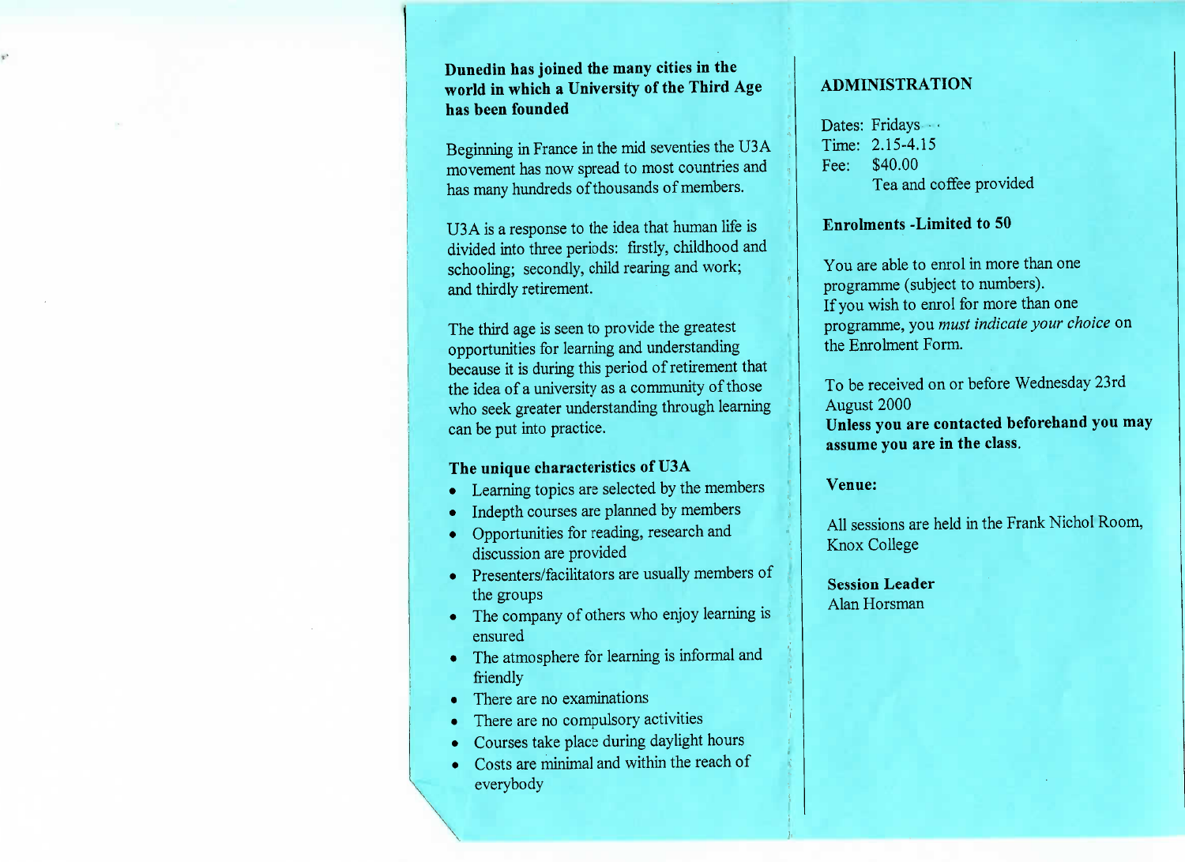**Dunedin has joined the many cities in the world in which a University of the Third Age has been founded**

Beginning in France in the mid seventies the U3A movement has now spread to most countries and has many hundreds of thousands of members.

U3A is a response to the idea that human life is divided into three periods: firstly, childhood and schooling; secondly, child rearing and work; and thirdly retirement.

The third age is seen to provide the greatest opportunities for learning and understanding because it is during this period of retirement that the idea of a university as a community of those who seek greater understanding through learning can be put into practice.

**The unique characteristics of U3A**

- Learning topics are selected by the members
- Indepth courses are planned by members
- Opportunities for reading, research and discussion are provided
- Presenters/facilitators are usually members of the groups
- The company of others who enjoy learning is ensured
- The atmosphere for learning is informal and friendly
- There are no examinations
- There are no compulsory activities
- Courses take place during daylight hours
- Costs are minimal and within the reach of everybody

## ADMINISTRATION

Dates: Fridays
Time: 2.15-4.15
Fee: $40.00
Tea and coffee provided

**Enrolments -Limited to 50**

You are able to enrol in more than one programme (subject to numbers).
If you wish to enrol for more than one programme, you *must indicate your choice* on the Enrolment Form.

To be received on or before Wednesday 23rd August 2000
**Unless you are contacted beforehand you may assume you are in the class.**

**Venue:**

All sessions are held in the Frank Nichol Room, Knox College

**Session Leader**
Alan Horsman